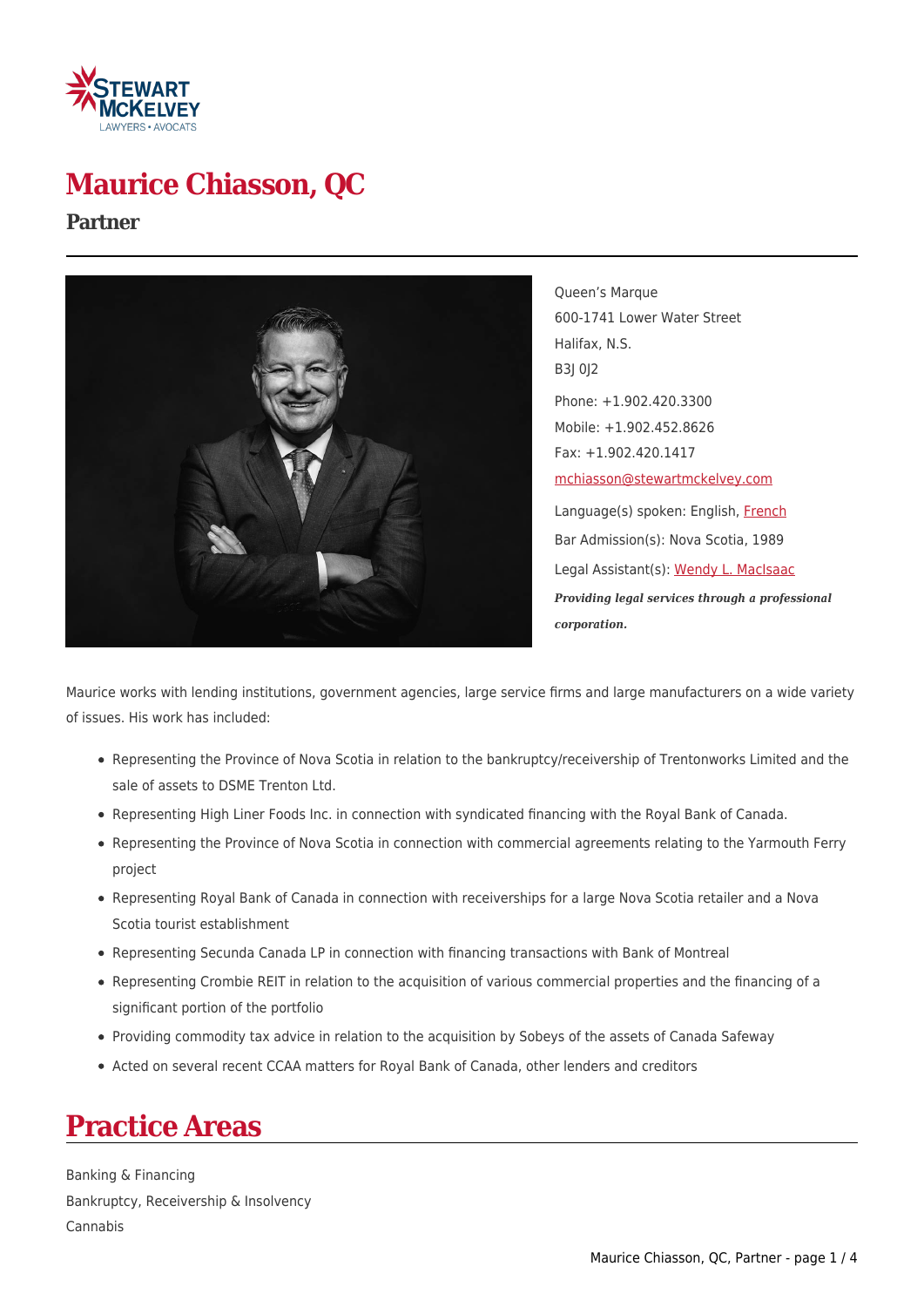# Maurice Chiasson, QC

## Partner

Queen's Marque
600-1741 Lower Water Street
Halifax, N.S.
B3J 0J2

Phone: +1.902.420.3300
Mobile: +1.902.452.8626
Fax: +1.902.420.1417
mchiasson@stewartmckelvey.com

Language(s) spoken: English, French
Bar Admission(s): Nova Scotia, 1989
Legal Assistant(s): Wendy L. MacIsaac

***Providing legal services through a professional corporation.***

Maurice works with lending institutions, government agencies, large service firms and large manufacturers on a wide variety of issues. His work has included:

- Representing the Province of Nova Scotia in relation to the bankruptcy/receivership of Trentonworks Limited and the sale of assets to DSME Trenton Ltd.
- Representing High Liner Foods Inc. in connection with syndicated financing with the Royal Bank of Canada.
- Representing the Province of Nova Scotia in connection with commercial agreements relating to the Yarmouth Ferry project
- Representing Royal Bank of Canada in connection with receiverships for a large Nova Scotia retailer and a Nova Scotia tourist establishment
- Representing Secunda Canada LP in connection with financing transactions with Bank of Montreal
- Representing Crombie REIT in relation to the acquisition of various commercial properties and the financing of a significant portion of the portfolio
- Providing commodity tax advice in relation to the acquisition by Sobeys of the assets of Canada Safeway
- Acted on several recent CCAA matters for Royal Bank of Canada, other lenders and creditors

# Practice Areas

Banking & Financing
Bankruptcy, Receivership & Insolvency
Cannabis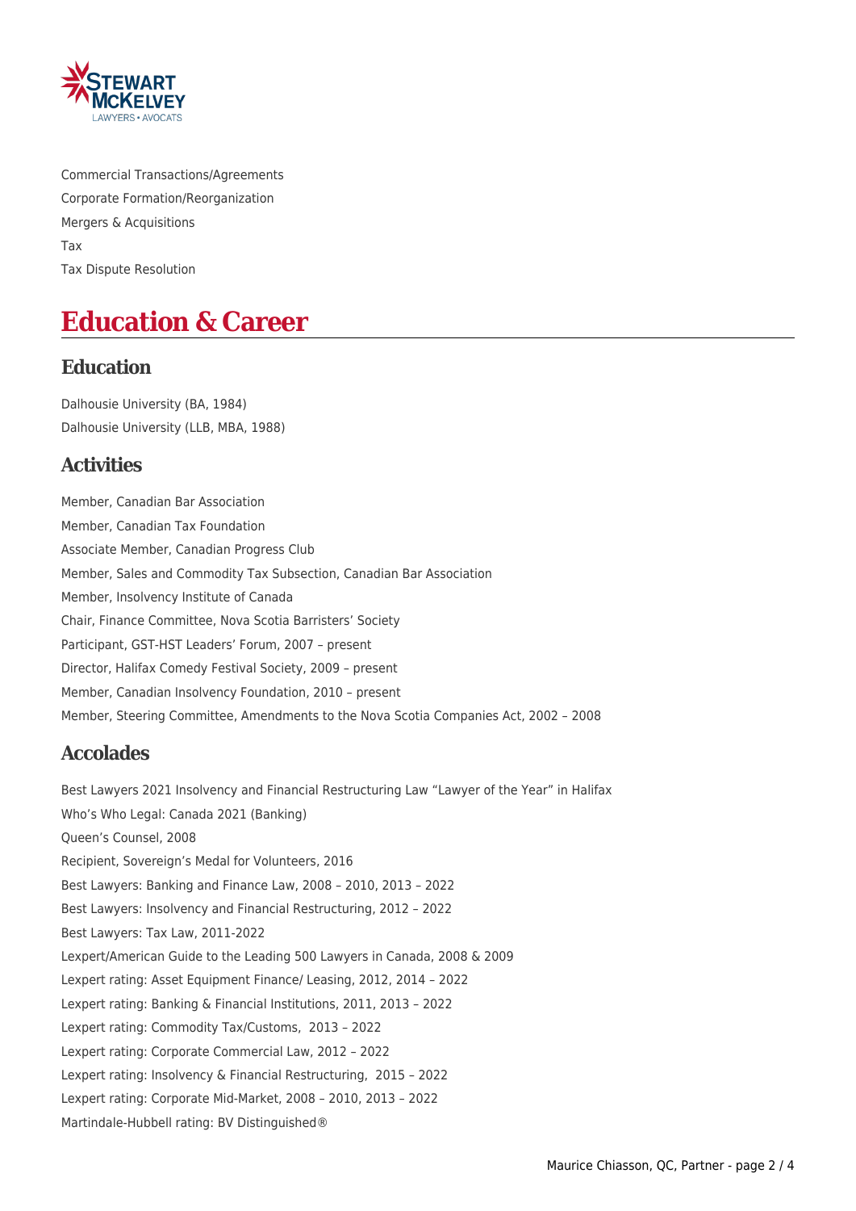Commercial Transactions/Agreements
Corporate Formation/Reorganization
Mergers & Acquisitions
Tax
Tax Dispute Resolution

# Education & Career

## Education

Dalhousie University (BA, 1984)
Dalhousie University (LLB, MBA, 1988)

## Activities

Member, Canadian Bar Association
Member, Canadian Tax Foundation
Associate Member, Canadian Progress Club
Member, Sales and Commodity Tax Subsection, Canadian Bar Association
Member, Insolvency Institute of Canada
Chair, Finance Committee, Nova Scotia Barristers' Society
Participant, GST-HST Leaders' Forum, 2007 – present
Director, Halifax Comedy Festival Society, 2009 – present
Member, Canadian Insolvency Foundation, 2010 – present
Member, Steering Committee, Amendments to the Nova Scotia Companies Act, 2002 – 2008

## Accolades

Best Lawyers 2021 Insolvency and Financial Restructuring Law "Lawyer of the Year" in Halifax
Who's Who Legal: Canada 2021 (Banking)
Queen's Counsel, 2008
Recipient, Sovereign's Medal for Volunteers, 2016
Best Lawyers: Banking and Finance Law, 2008 – 2010, 2013 – 2022
Best Lawyers: Insolvency and Financial Restructuring, 2012 – 2022
Best Lawyers: Tax Law, 2011-2022
Lexpert/American Guide to the Leading 500 Lawyers in Canada, 2008 & 2009
Lexpert rating: Asset Equipment Finance/ Leasing, 2012, 2014 – 2022
Lexpert rating: Banking & Financial Institutions, 2011, 2013 – 2022
Lexpert rating: Commodity Tax/Customs, 2013 – 2022
Lexpert rating: Corporate Commercial Law, 2012 – 2022
Lexpert rating: Insolvency & Financial Restructuring, 2015 – 2022
Lexpert rating: Corporate Mid-Market, 2008 – 2010, 2013 – 2022
Martindale-Hubbell rating: BV Distinguished®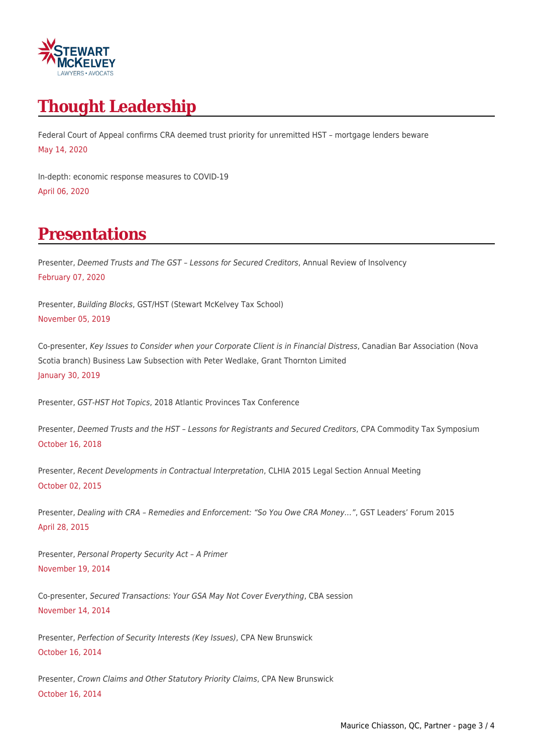## Thought Leadership

Federal Court of Appeal confirms CRA deemed trust priority for unremitted HST – mortgage lenders beware
May 14, 2020

In-depth: economic response measures to COVID-19
April 06, 2020

## Presentations

Presenter, *Deemed Trusts and The GST – Lessons for Secured Creditors*, Annual Review of Insolvency
February 07, 2020

Presenter, *Building Blocks*, GST/HST (Stewart McKelvey Tax School)
November 05, 2019

Co-presenter, *Key Issues to Consider when your Corporate Client is in Financial Distress*, Canadian Bar Association (Nova Scotia branch) Business Law Subsection with Peter Wedlake, Grant Thornton Limited
January 30, 2019

Presenter, *GST-HST Hot Topics*, 2018 Atlantic Provinces Tax Conference

Presenter, *Deemed Trusts and the HST – Lessons for Registrants and Secured Creditors*, CPA Commodity Tax Symposium
October 16, 2018

Presenter, *Recent Developments in Contractual Interpretation*, CLHIA 2015 Legal Section Annual Meeting
October 02, 2015

Presenter, *Dealing with CRA – Remedies and Enforcement: "So You Owe CRA Money…"*, GST Leaders' Forum 2015
April 28, 2015

Presenter, *Personal Property Security Act – A Primer*
November 19, 2014

Co-presenter, *Secured Transactions: Your GSA May Not Cover Everything*, CBA session
November 14, 2014

Presenter, *Perfection of Security Interests (Key Issues)*, CPA New Brunswick
October 16, 2014

Presenter, *Crown Claims and Other Statutory Priority Claims*, CPA New Brunswick
October 16, 2014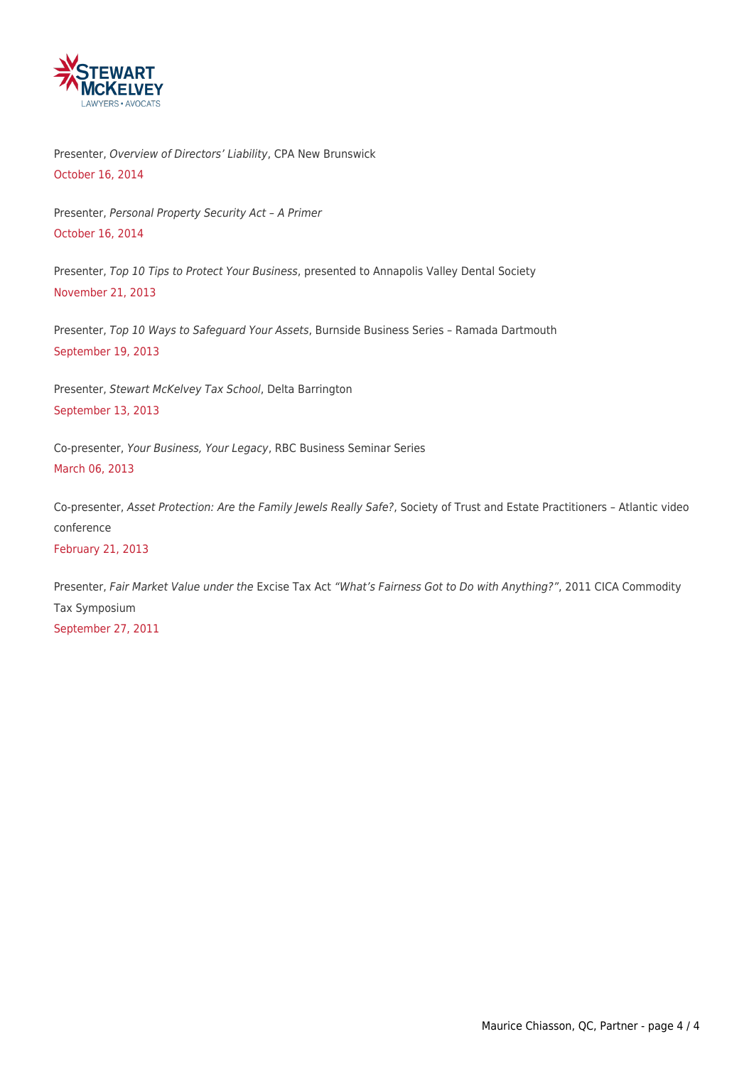Presenter, *Overview of Directors' Liability*, CPA New Brunswick
October 16, 2014

Presenter, *Personal Property Security Act – A Primer*
October 16, 2014

Presenter, *Top 10 Tips to Protect Your Business*, presented to Annapolis Valley Dental Society
November 21, 2013

Presenter, *Top 10 Ways to Safeguard Your Assets*, Burnside Business Series – Ramada Dartmouth
September 19, 2013

Presenter, *Stewart McKelvey Tax School*, Delta Barrington
September 13, 2013

Co-presenter, *Your Business, Your Legacy*, RBC Business Seminar Series
March 06, 2013

Co-presenter, *Asset Protection: Are the Family Jewels Really Safe?*, Society of Trust and Estate Practitioners – Atlantic video conference
February 21, 2013

Presenter, *Fair Market Value under the* Excise Tax Act *"What's Fairness Got to Do with Anything?"*, 2011 CICA Commodity Tax Symposium
September 27, 2011